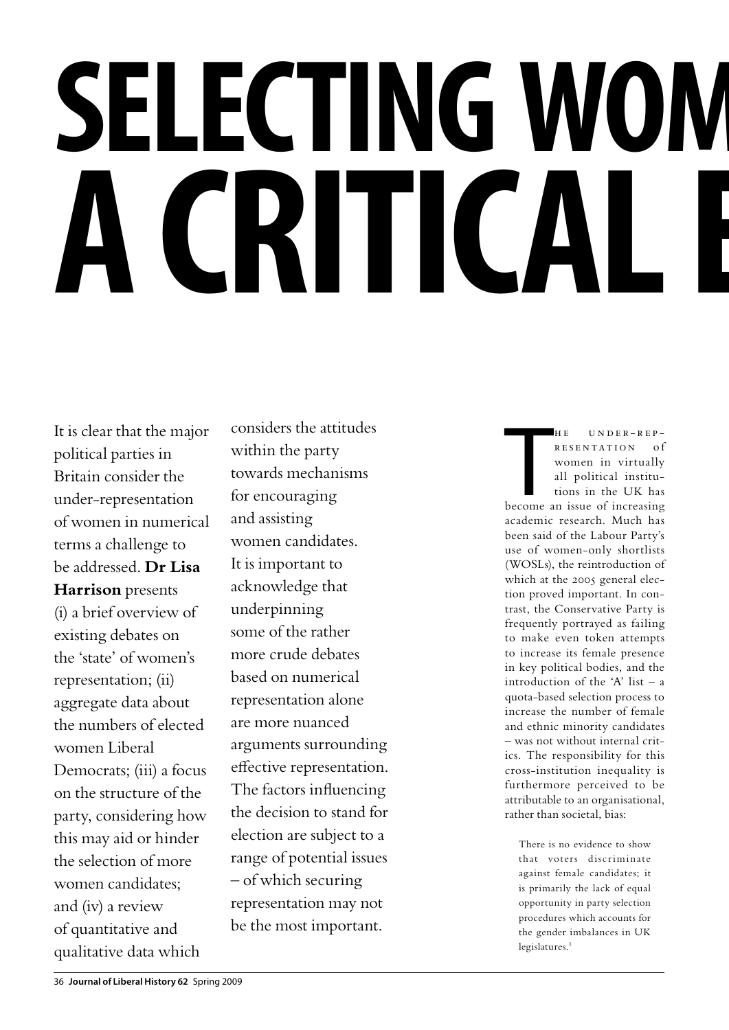# SELECTING WOM
# A CRITICAL E

It is clear that the major political parties in Britain consider the under-representation of women in numerical terms a challenge to be addressed. **Dr Lisa Harrison** presents (i) a brief overview of existing debates on the 'state' of women's representation; (ii) aggregate data about the numbers of elected women Liberal Democrats; (iii) a focus on the structure of the party, considering how this may aid or hinder the selection of more women candidates; and (iv) a review of quantitative and qualitative data which considers the attitudes within the party towards mechanisms for encouraging and assisting women candidates. It is important to acknowledge that underpinning some of the rather more crude debates based on numerical representation alone are more nuanced arguments surrounding effective representation. The factors influencing the decision to stand for election are subject to a range of potential issues – of which securing representation may not be the most important.

The under-representation of women in virtually all political institutions in the UK has become an issue of increasing academic research. Much has been said of the Labour Party's use of women-only shortlists (WOSLs), the reintroduction of which at the 2005 general election proved important. In contrast, the Conservative Party is frequently portrayed as failing to make even token attempts to increase its female presence in key political bodies, and the introduction of the 'A' list – a quota-based selection process to increase the number of female and ethnic minority candidates – was not without internal critics. The responsibility for this cross-institution inequality is furthermore perceived to be attributable to an organisational, rather than societal, bias:

> There is no evidence to show that voters discriminate against female candidates; it is primarily the lack of equal opportunity in party selection procedures which accounts for the gender imbalances in UK legislatures.[1]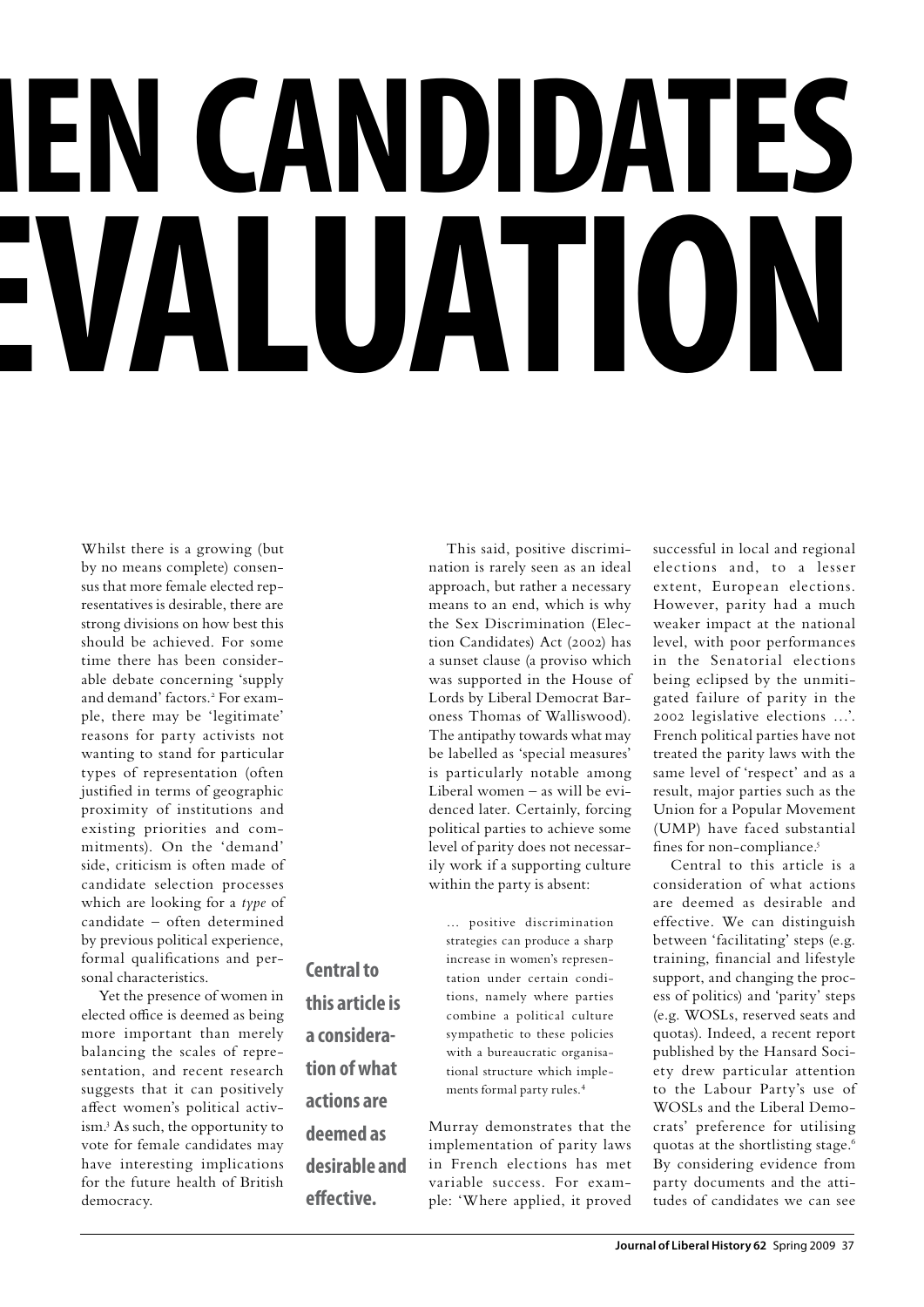# IEN CANDIDATES EVALUATION

Whilst there is a growing (but by no means complete) consensus that more female elected representatives is desirable, there are strong divisions on how best this should be achieved. For some time there has been considerable debate concerning 'supply and demand' factors.[2] For example, there may be 'legitimate' reasons for party activists not wanting to stand for particular types of representation (often justified in terms of geographic proximity of institutions and existing priorities and commitments). On the 'demand' side, criticism is often made of candidate selection processes which are looking for a *type* of candidate – often determined by previous political experience, formal qualifications and personal characteristics.

Yet the presence of women in elected office is deemed as being more important than merely balancing the scales of representation, and recent research suggests that it can positively affect women's political activism.[3] As such, the opportunity to vote for female candidates may have interesting implications for the future health of British democracy.

**Central to this article is a consideration of what actions are deemed as desirable and effective.**

This said, positive discrimination is rarely seen as an ideal approach, but rather a necessary means to an end, which is why the Sex Discrimination (Election Candidates) Act (2002) has a sunset clause (a proviso which was supported in the House of Lords by Liberal Democrat Baroness Thomas of Walliswood). The antipathy towards what may be labelled as 'special measures' is particularly notable among Liberal women – as will be evidenced later. Certainly, forcing political parties to achieve some level of parity does not necessarily work if a supporting culture within the party is absent:

> … positive discrimination strategies can produce a sharp increase in women's representation under certain conditions, namely where parties combine a political culture sympathetic to these policies with a bureaucratic organisational structure which implements formal party rules.[4]

Murray demonstrates that the implementation of parity laws in French elections has met variable success. For example: 'Where applied, it proved successful in local and regional elections and, to a lesser extent, European elections. However, parity had a much weaker impact at the national level, with poor performances in the Senatorial elections being eclipsed by the unmitigated failure of parity in the 2002 legislative elections …'. French political parties have not treated the parity laws with the same level of 'respect' and as a result, major parties such as the Union for a Popular Movement (UMP) have faced substantial fines for non-compliance.[5]

Central to this article is a consideration of what actions are deemed as desirable and effective. We can distinguish between 'facilitating' steps (e.g. training, financial and lifestyle support, and changing the process of politics) and 'parity' steps (e.g. WOSLs, reserved seats and quotas). Indeed, a recent report published by the Hansard Society drew particular attention to the Labour Party's use of WOSLs and the Liberal Democrats' preference for utilising quotas at the shortlisting stage.[6] By considering evidence from party documents and the attitudes of candidates we can see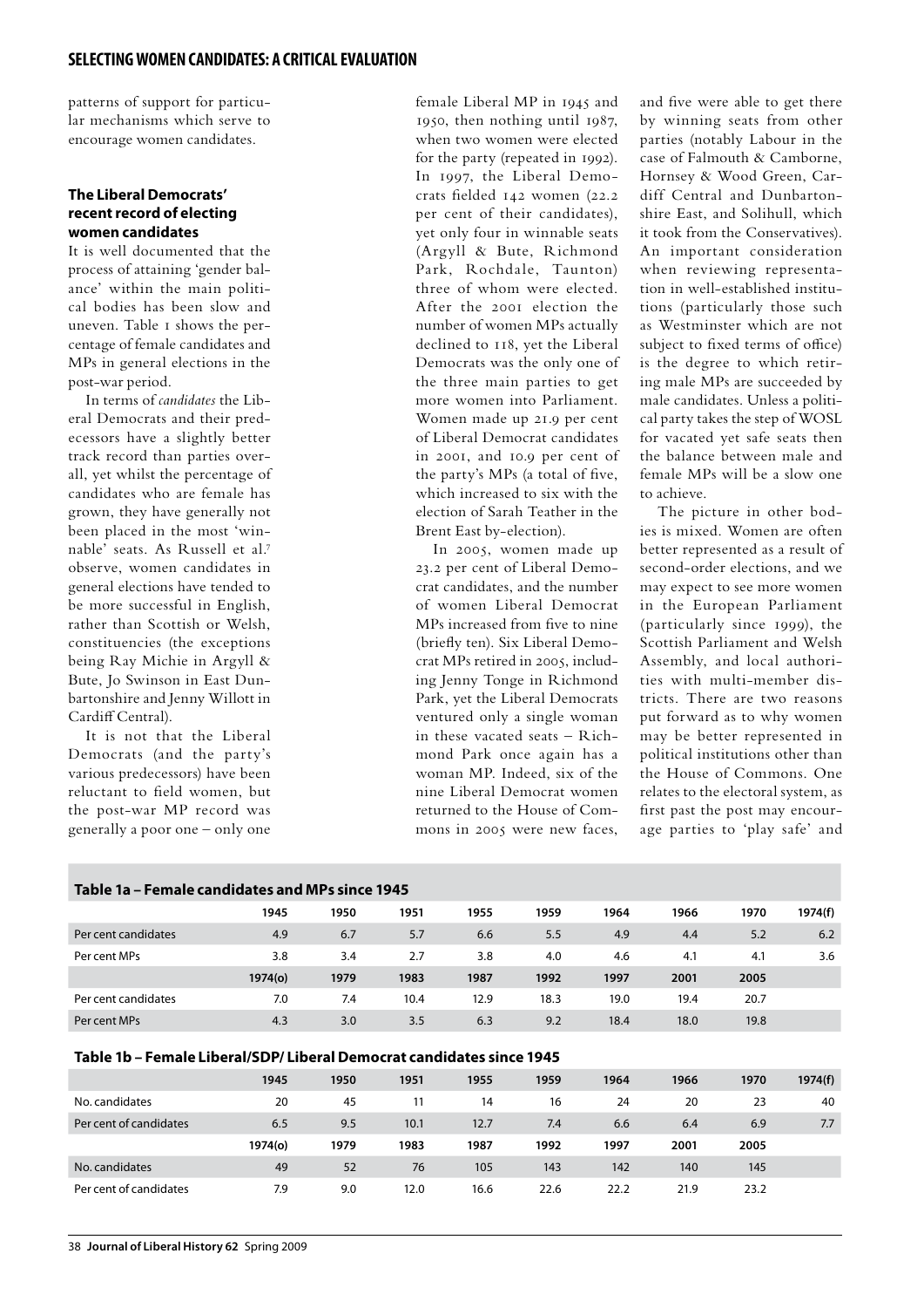patterns of support for particular mechanisms which serve to encourage women candidates.

### The Liberal Democrats' recent record of electing women candidates

It is well documented that the process of attaining 'gender balance' within the main political bodies has been slow and uneven. Table 1 shows the percentage of female candidates and MPs in general elections in the post-war period.

In terms of *candidates* the Liberal Democrats and their predecessors have a slightly better track record than parties overall, yet whilst the percentage of candidates who are female has grown, they have generally not been placed in the most 'winnable' seats. As Russell et al.[7] observe, women candidates in general elections have tended to be more successful in English, rather than Scottish or Welsh, constituencies (the exceptions being Ray Michie in Argyll & Bute, Jo Swinson in East Dunbartonshire and Jenny Willott in Cardiff Central).

It is not that the Liberal Democrats (and the party's various predecessors) have been reluctant to field women, but the post-war MP record was generally a poor one – only one female Liberal MP in 1945 and 1950, then nothing until 1987, when two women were elected for the party (repeated in 1992). In 1997, the Liberal Democrats fielded 142 women (22.2 per cent of their candidates), yet only four in winnable seats (Argyll & Bute, Richmond Park, Rochdale, Taunton) three of whom were elected. After the 2001 election the number of women MPs actually declined to 118, yet the Liberal Democrats was the only one of the three main parties to get more women into Parliament. Women made up 21.9 per cent of Liberal Democrat candidates in 2001, and 10.9 per cent of the party's MPs (a total of five, which increased to six with the election of Sarah Teather in the Brent East by-election).

In 2005, women made up 23.2 per cent of Liberal Democrat candidates, and the number of women Liberal Democrat MPs increased from five to nine (briefly ten). Six Liberal Democrat MPs retired in 2005, including Jenny Tonge in Richmond Park, yet the Liberal Democrats ventured only a single woman in these vacated seats – Richmond Park once again has a woman MP. Indeed, six of the nine Liberal Democrat women returned to the House of Commons in 2005 were new faces, and five were able to get there by winning seats from other parties (notably Labour in the case of Falmouth & Camborne, Hornsey & Wood Green, Cardiff Central and Dunbartonshire East, and Solihull, which it took from the Conservatives). An important consideration when reviewing representation in well-established institutions (particularly those such as Westminster which are not subject to fixed terms of office) is the degree to which retiring male MPs are succeeded by male candidates. Unless a political party takes the step of WOSL for vacated yet safe seats then the balance between male and female MPs will be a slow one to achieve.

The picture in other bodies is mixed. Women are often better represented as a result of second-order elections, and we may expect to see more women in the European Parliament (particularly since 1999), the Scottish Parliament and Welsh Assembly, and local authorities with multi-member districts. There are two reasons put forward as to why women may be better represented in political institutions other than the House of Commons. One relates to the electoral system, as first past the post may encourage parties to 'play safe' and

**Table 1a – Female candidates and MPs since 1945**

| | 1945 | 1950 | 1951 | 1955 | 1959 | 1964 | 1966 | 1970 | 1974(f) |
|---|---|---|---|---|---|---|---|---|---|
| Per cent candidates | 4.9 | 6.7 | 5.7 | 6.6 | 5.5 | 4.9 | 4.4 | 5.2 | 6.2 |
| Per cent MPs | 3.8 | 3.4 | 2.7 | 3.8 | 4.0 | 4.6 | 4.1 | 4.1 | 3.6 |
| | **1974(o)** | **1979** | **1983** | **1987** | **1992** | **1997** | **2001** | **2005** | |
| Per cent candidates | 7.0 | 7.4 | 10.4 | 12.9 | 18.3 | 19.0 | 19.4 | 20.7 | |
| Per cent MPs | 4.3 | 3.0 | 3.5 | 6.3 | 9.2 | 18.4 | 18.0 | 19.8 | |

**Table 1b – Female Liberal/SDP/ Liberal Democrat candidates since 1945**

| | 1945 | 1950 | 1951 | 1955 | 1959 | 1964 | 1966 | 1970 | 1974(f) |
|---|---|---|---|---|---|---|---|---|---|
| No. candidates | 20 | 45 | 11 | 14 | 16 | 24 | 20 | 23 | 40 |
| Per cent of candidates | 6.5 | 9.5 | 10.1 | 12.7 | 7.4 | 6.6 | 6.4 | 6.9 | 7.7 |
| | **1974(o)** | **1979** | **1983** | **1987** | **1992** | **1997** | **2001** | **2005** | |
| No. candidates | 49 | 52 | 76 | 105 | 143 | 142 | 140 | 145 | |
| Per cent of candidates | 7.9 | 9.0 | 12.0 | 16.6 | 22.6 | 22.2 | 21.9 | 23.2 | |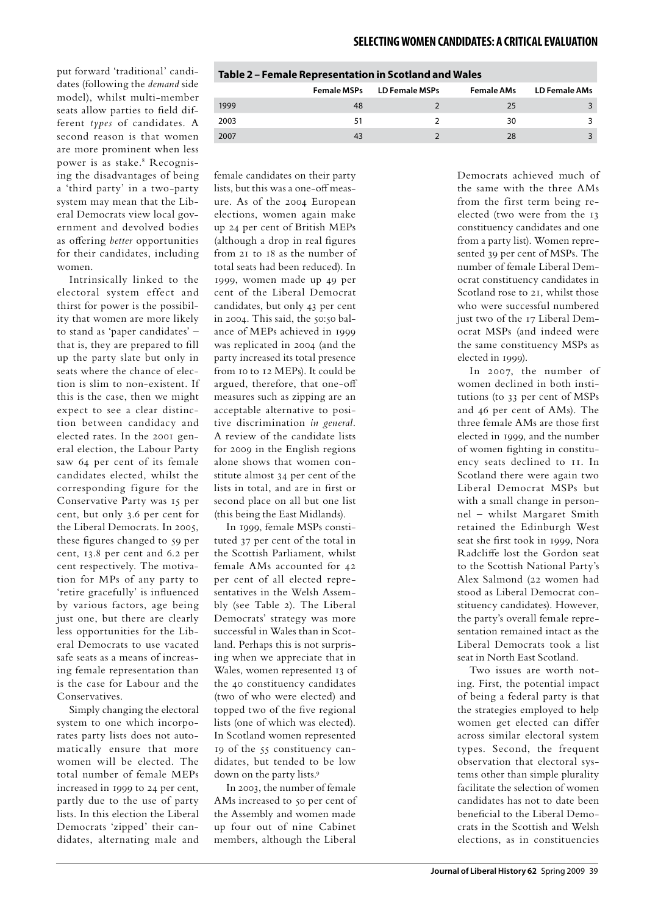put forward 'traditional' candidates (following the *demand* side model), whilst multi-member seats allow parties to field different *types* of candidates. A second reason is that women are more prominent when less power is as stake.[8] Recognising the disadvantages of being a 'third party' in a two-party system may mean that the Liberal Democrats view local government and devolved bodies as offering *better* opportunities for their candidates, including women.

Intrinsically linked to the electoral system effect and thirst for power is the possibility that women are more likely to stand as 'paper candidates' – that is, they are prepared to fill up the party slate but only in seats where the chance of election is slim to non-existent. If this is the case, then we might expect to see a clear distinction between candidacy and elected rates. In the 2001 general election, the Labour Party saw 64 per cent of its female candidates elected, whilst the corresponding figure for the Conservative Party was 15 per cent, but only 3.6 per cent for the Liberal Democrats. In 2005, these figures changed to 59 per cent, 13.8 per cent and 6.2 per cent respectively. The motivation for MPs of any party to 'retire gracefully' is influenced by various factors, age being just one, but there are clearly less opportunities for the Liberal Democrats to use vacated safe seats as a means of increasing female representation than is the case for Labour and the Conservatives.

Simply changing the electoral system to one which incorporates party lists does not automatically ensure that more women will be elected. The total number of female MEPs increased in 1999 to 24 per cent, partly due to the use of party lists. In this election the Liberal Democrats 'zipped' their candidates, alternating male and female candidates on their party lists, but this was a one-off measure. As of the 2004 European elections, women again make up 24 per cent of British MEPs (although a drop in real figures from 21 to 18 as the number of total seats had been reduced). In 1999, women made up 49 per cent of the Liberal Democrat candidates, but only 43 per cent in 2004. This said, the 50:50 balance of MEPs achieved in 1999 was replicated in 2004 (and the party increased its total presence from 10 to 12 MEPs). It could be argued, therefore, that one-off measures such as zipping are an acceptable alternative to positive discrimination *in general*. A review of the candidate lists for 2009 in the English regions alone shows that women constitute almost 34 per cent of the lists in total, and are in first or second place on all but one list (this being the East Midlands).

**Table 2 – Female Representation in Scotland and Wales**

| | Female MSPs | LD Female MSPs | Female AMs | LD Female AMs |
|---|---|---|---|---|
| 1999 | 48 | 2 | 25 | 3 |
| 2003 | 51 | 2 | 30 | 3 |
| 2007 | 43 | 2 | 28 | 3 |

In 1999, female MSPs constituted 37 per cent of the total in the Scottish Parliament, whilst female AMs accounted for 42 per cent of all elected representatives in the Welsh Assembly (see Table 2). The Liberal Democrats' strategy was more successful in Wales than in Scotland. Perhaps this is not surprising when we appreciate that in Wales, women represented 13 of the 40 constituency candidates (two of who were elected) and topped two of the five regional lists (one of which was elected). In Scotland women represented 19 of the 55 constituency candidates, but tended to be low down on the party lists.[9]

In 2003, the number of female AMs increased to 50 per cent of the Assembly and women made up four out of nine Cabinet members, although the Liberal Democrats achieved much of the same with the three AMs from the first term being re-elected (two were from the 13 constituency candidates and one from a party list). Women represented 39 per cent of MSPs. The number of female Liberal Democrat constituency candidates in Scotland rose to 21, whilst those who were successful numbered just two of the 17 Liberal Democrat MSPs (and indeed were the same constituency MSPs as elected in 1999).

In 2007, the number of women declined in both institutions (to 33 per cent of MSPs and 46 per cent of AMs). The three female AMs are those first elected in 1999, and the number of women fighting in constituency seats declined to 11. In Scotland there were again two Liberal Democrat MSPs but with a small change in personnel – whilst Margaret Smith retained the Edinburgh West seat she first took in 1999, Nora Radcliffe lost the Gordon seat to the Scottish National Party's Alex Salmond (22 women had stood as Liberal Democrat constituency candidates). However, the party's overall female representation remained intact as the Liberal Democrats took a list seat in North East Scotland.

Two issues are worth noting. First, the potential impact of being a federal party is that the strategies employed to help women get elected can differ across similar electoral system types. Second, the frequent observation that electoral systems other than simple plurality facilitate the selection of women candidates has not to date been beneficial to the Liberal Democrats in the Scottish and Welsh elections, as in constituencies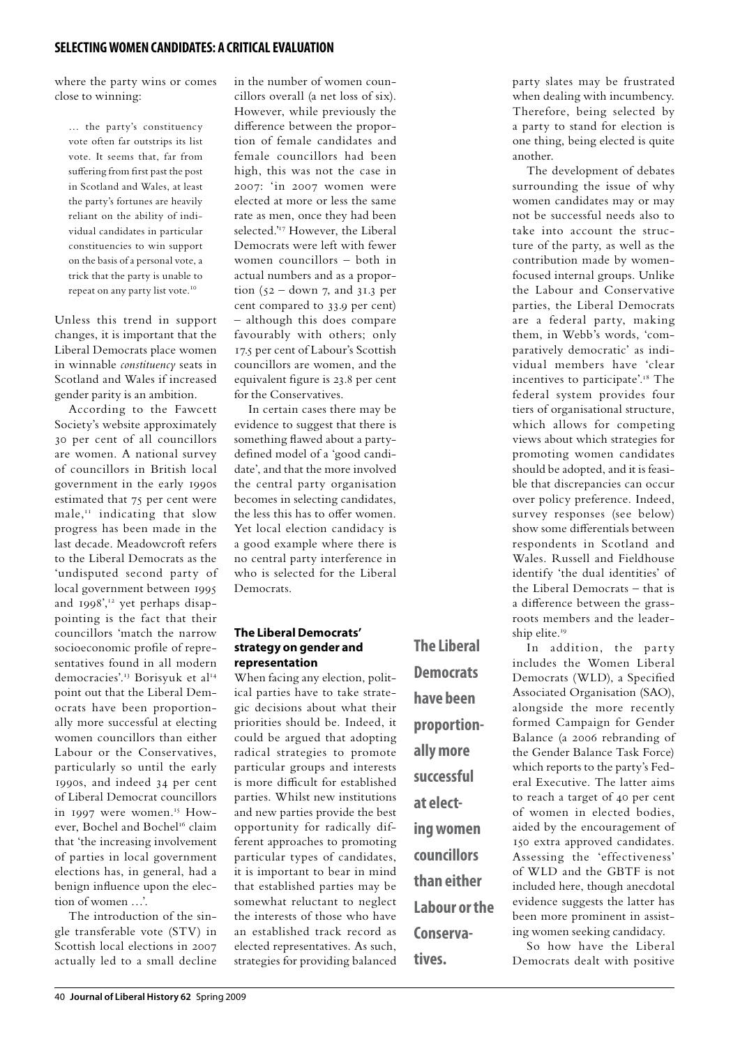where the party wins or comes close to winning:

> … the party's constituency vote often far outstrips its list vote. It seems that, far from suffering from first past the post in Scotland and Wales, at least the party's fortunes are heavily reliant on the ability of individual candidates in particular constituencies to win support on the basis of a personal vote, a trick that the party is unable to repeat on any party list vote.[10]

Unless this trend in support changes, it is important that the Liberal Democrats place women in winnable *constituency* seats in Scotland and Wales if increased gender parity is an ambition.

According to the Fawcett Society's website approximately 30 per cent of all councillors are women. A national survey of councillors in British local government in the early 1990s estimated that 75 per cent were male,[11] indicating that slow progress has been made in the last decade. Meadowcroft refers to the Liberal Democrats as the 'undisputed second party of local government between 1995 and 1998',[12] yet perhaps disappointing is the fact that their councillors 'match the narrow socioeconomic profile of representatives found in all modern democracies'.[13] Borisyuk et al[14] point out that the Liberal Democrats have been proportionally more successful at electing women councillors than either Labour or the Conservatives, particularly so until the early 1990s, and indeed 34 per cent of Liberal Democrat councillors in 1997 were women.[15] However, Bochel and Bochel[16] claim that 'the increasing involvement of parties in local government elections has, in general, had a benign influence upon the election of women …'.

The introduction of the single transferable vote (STV) in Scottish local elections in 2007 actually led to a small decline in the number of women councillors overall (a net loss of six). However, while previously the difference between the proportion of female candidates and female councillors had been high, this was not the case in 2007: 'in 2007 women were elected at more or less the same rate as men, once they had been selected.'[17] However, the Liberal Democrats were left with fewer women councillors – both in actual numbers and as a proportion (52 – down 7, and 31.3 per cent compared to 33.9 per cent) – although this does compare favourably with others; only 17.5 per cent of Labour's Scottish councillors are women, and the equivalent figure is 23.8 per cent for the Conservatives.

In certain cases there may be evidence to suggest that there is something flawed about a party-defined model of a 'good candidate', and that the more involved the central party organisation becomes in selecting candidates, the less this has to offer women. Yet local election candidacy is a good example where there is no central party interference in who is selected for the Liberal Democrats.

### The Liberal Democrats' strategy on gender and representation

When facing any election, political parties have to take strategic decisions about what their priorities should be. Indeed, it could be argued that adopting radical strategies to promote particular groups and interests is more difficult for established parties. Whilst new institutions and new parties provide the best opportunity for radically different approaches to promoting particular types of candidates, it is important to bear in mind that established parties may be somewhat reluctant to neglect the interests of those who have an established track record as elected representatives. As such, strategies for providing balanced party slates may be frustrated when dealing with incumbency. Therefore, being selected by a party to stand for election is one thing, being elected is quite another.

**The Liberal Democrats have been proportionally more successful at electing women councillors than either Labour or the Conservatives.**

The development of debates surrounding the issue of why women candidates may or may not be successful needs also to take into account the structure of the party, as well as the contribution made by women-focused internal groups. Unlike the Labour and Conservative parties, the Liberal Democrats are a federal party, making them, in Webb's words, 'comparatively democratic' as individual members have 'clear incentives to participate'.[18] The federal system provides four tiers of organisational structure, which allows for competing views about which strategies for promoting women candidates should be adopted, and it is feasible that discrepancies can occur over policy preference. Indeed, survey responses (see below) show some differentials between respondents in Scotland and Wales. Russell and Fieldhouse identify 'the dual identities' of the Liberal Democrats – that is a difference between the grassroots members and the leadership elite.[19]

In addition, the party includes the Women Liberal Democrats (WLD), a Specified Associated Organisation (SAO), alongside the more recently formed Campaign for Gender Balance (a 2006 rebranding of the Gender Balance Task Force) which reports to the party's Federal Executive. The latter aims to reach a target of 40 per cent of women in elected bodies, aided by the encouragement of 150 extra approved candidates. Assessing the 'effectiveness' of WLD and the GBTF is not included here, though anecdotal evidence suggests the latter has been more prominent in assisting women seeking candidacy.

So how have the Liberal Democrats dealt with positive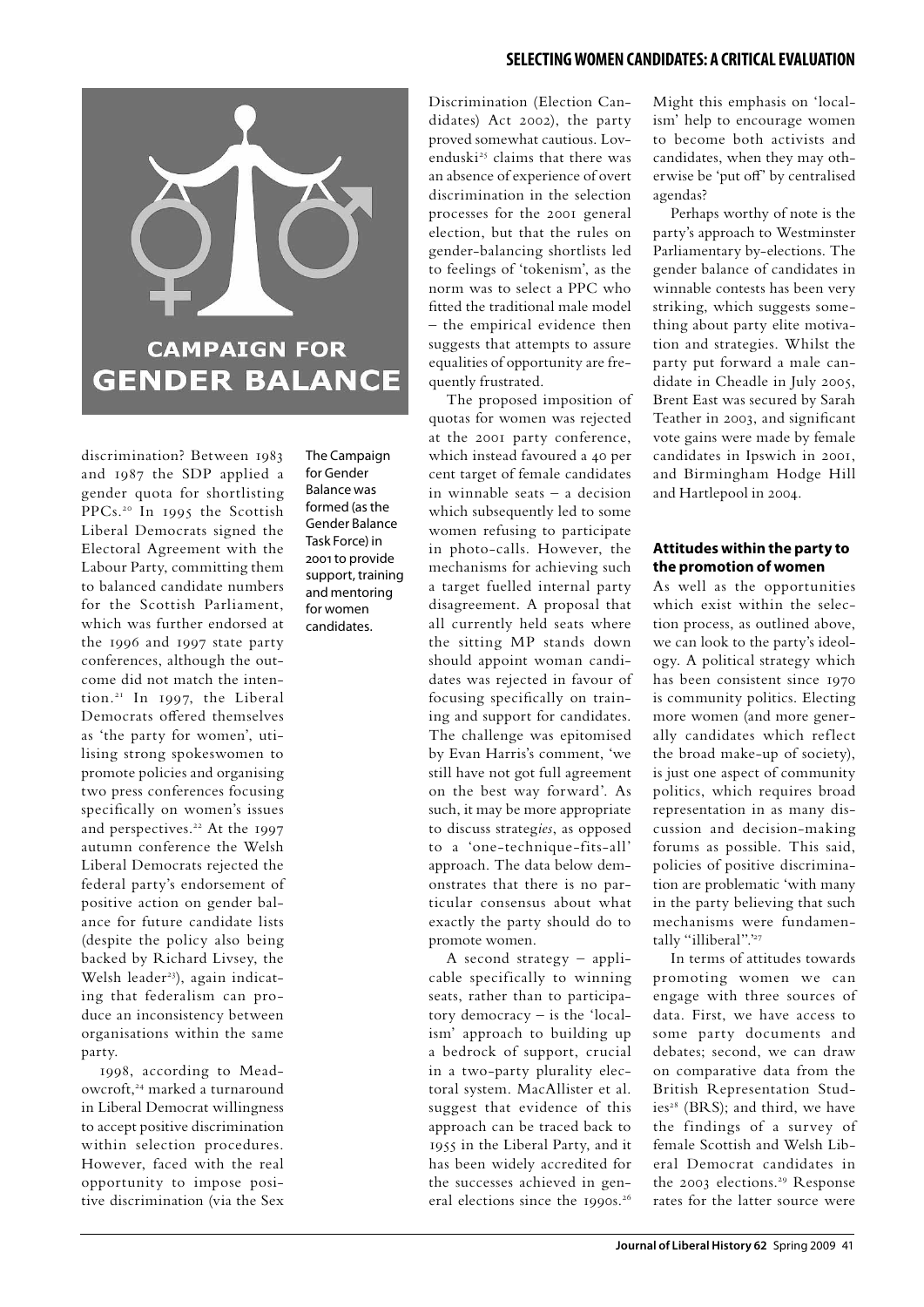discrimination? Between 1983 and 1987 the SDP applied a gender quota for shortlisting PPCs.[20] In 1995 the Scottish Liberal Democrats signed the Electoral Agreement with the Labour Party, committing them to balanced candidate numbers for the Scottish Parliament, which was further endorsed at the 1996 and 1997 state party conferences, although the outcome did not match the intention.[21] In 1997, the Liberal Democrats offered themselves as 'the party for women', utilising strong spokeswomen to promote policies and organising two press conferences focusing specifically on women's issues and perspectives.[22] At the 1997 autumn conference the Welsh Liberal Democrats rejected the federal party's endorsement of positive action on gender balance for future candidate lists (despite the policy also being backed by Richard Livsey, the Welsh leader[23]), again indicating that federalism can produce an inconsistency between organisations within the same party.

The Campaign for Gender Balance was formed (as the Gender Balance Task Force) in 2001 to provide support, training and mentoring for women candidates.

1998, according to Meadowcroft,[24] marked a turnaround in Liberal Democrat willingness to accept positive discrimination within selection procedures. However, faced with the real opportunity to impose positive discrimination (via the Sex Discrimination (Election Candidates) Act 2002), the party proved somewhat cautious. Lovenduski[25] claims that there was an absence of experience of overt discrimination in the selection processes for the 2001 general election, but that the rules on gender-balancing shortlists led to feelings of 'tokenism', as the norm was to select a PPC who fitted the traditional male model – the empirical evidence then suggests that attempts to assure equalities of opportunity are frequently frustrated.

The proposed imposition of quotas for women was rejected at the 2001 party conference, which instead favoured a 40 per cent target of female candidates in winnable seats – a decision which subsequently led to some women refusing to participate in photo-calls. However, the mechanisms for achieving such a target fuelled internal party disagreement. A proposal that all currently held seats where the sitting MP stands down should appoint woman candidates was rejected in favour of focusing specifically on training and support for candidates. The challenge was epitomised by Evan Harris's comment, 'we still have not got full agreement on the best way forward'. As such, it may be more appropriate to discuss strateg*ies*, as opposed to a 'one-technique-fits-all' approach. The data below demonstrates that there is no particular consensus about what exactly the party should do to promote women.

A second strategy – applicable specifically to winning seats, rather than to participatory democracy – is the 'localism' approach to building up a bedrock of support, crucial in a two-party plurality electoral system. MacAllister et al. suggest that evidence of this approach can be traced back to 1955 in the Liberal Party, and it has been widely accredited for the successes achieved in general elections since the 1990s.[26] Might this emphasis on 'localism' help to encourage women to become both activists and candidates, when they may otherwise be 'put off' by centralised agendas?

Perhaps worthy of note is the party's approach to Westminster Parliamentary by-elections. The gender balance of candidates in winnable contests has been very striking, which suggests something about party elite motivation and strategies. Whilst the party put forward a male candidate in Cheadle in July 2005, Brent East was secured by Sarah Teather in 2003, and significant vote gains were made by female candidates in Ipswich in 2001, and Birmingham Hodge Hill and Hartlepool in 2004.

### Attitudes within the party to the promotion of women

As well as the opportunities which exist within the selection process, as outlined above, we can look to the party's ideology. A political strategy which has been consistent since 1970 is community politics. Electing more women (and more generally candidates which reflect the broad make-up of society), is just one aspect of community politics, which requires broad representation in as many discussion and decision-making forums as possible. This said, policies of positive discrimination are problematic 'with many in the party believing that such mechanisms were fundamentally "illiberal".'[27]

In terms of attitudes towards promoting women we can engage with three sources of data. First, we have access to some party documents and debates; second, we can draw on comparative data from the British Representation Studies[28] (BRS); and third, we have the findings of a survey of female Scottish and Welsh Liberal Democrat candidates in the 2003 elections.[29] Response rates for the latter source were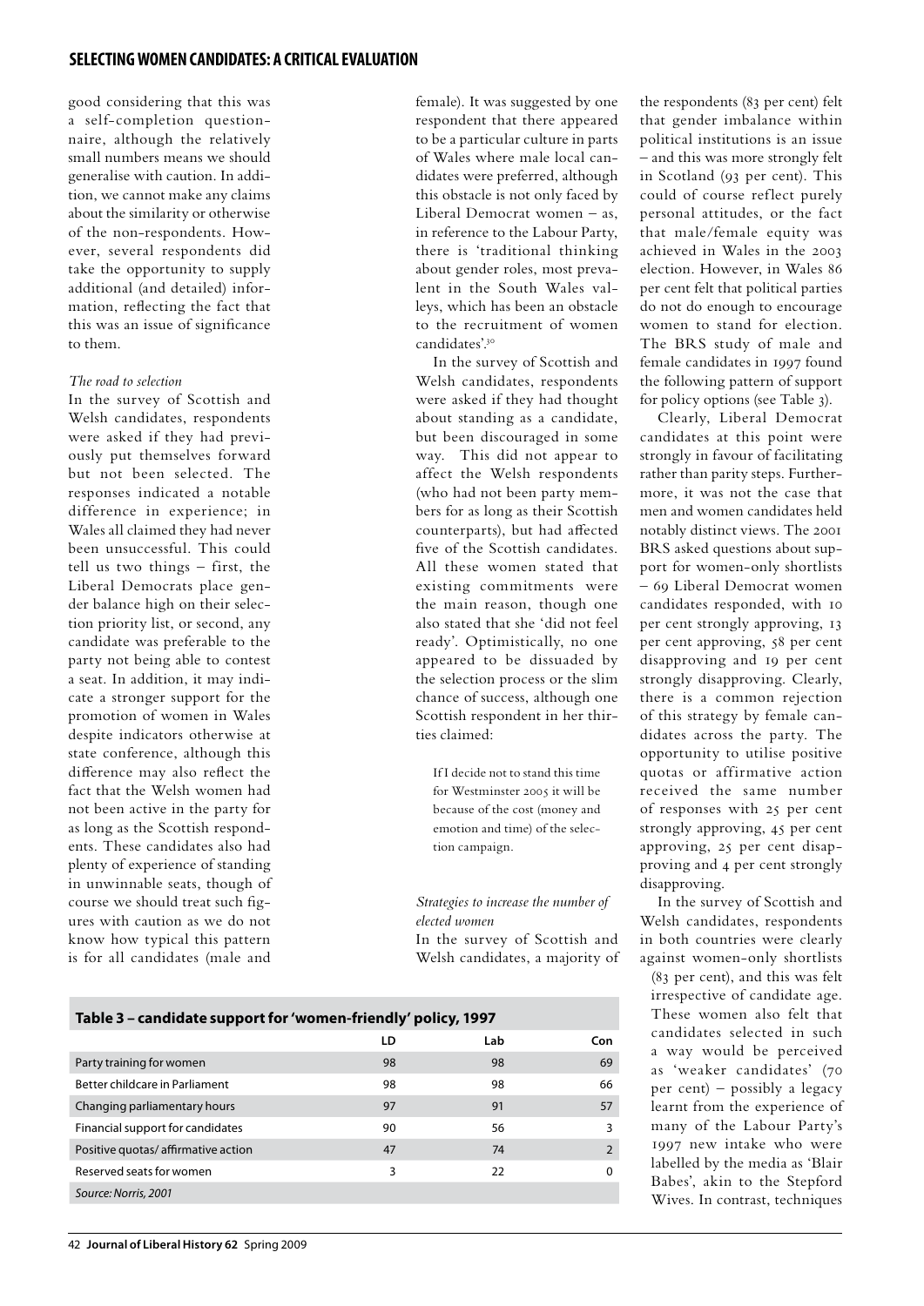good considering that this was a self-completion questionnaire, although the relatively small numbers means we should generalise with caution. In addition, we cannot make any claims about the similarity or otherwise of the non-respondents. However, several respondents did take the opportunity to supply additional (and detailed) information, reflecting the fact that this was an issue of significance to them.

*The road to selection*

In the survey of Scottish and Welsh candidates, respondents were asked if they had previously put themselves forward but not been selected. The responses indicated a notable difference in experience; in Wales all claimed they had never been unsuccessful. This could tell us two things – first, the Liberal Democrats place gender balance high on their selection priority list, or second, any candidate was preferable to the party not being able to contest a seat. In addition, it may indicate a stronger support for the promotion of women in Wales despite indicators otherwise at state conference, although this difference may also reflect the fact that the Welsh women had not been active in the party for as long as the Scottish respondents. These candidates also had plenty of experience of standing in unwinnable seats, though of course we should treat such figures with caution as we do not know how typical this pattern is for all candidates (male and female). It was suggested by one respondent that there appeared to be a particular culture in parts of Wales where male local candidates were preferred, although this obstacle is not only faced by Liberal Democrat women – as, in reference to the Labour Party, there is 'traditional thinking about gender roles, most prevalent in the South Wales valleys, which has been an obstacle to the recruitment of women candidates'.[30]

In the survey of Scottish and Welsh candidates, respondents were asked if they had thought about standing as a candidate, but been discouraged in some way. This did not appear to affect the Welsh respondents (who had not been party members for as long as their Scottish counterparts), but had affected five of the Scottish candidates. All these women stated that existing commitments were the main reason, though one also stated that she 'did not feel ready'. Optimistically, no one appeared to be dissuaded by the selection process or the slim chance of success, although one Scottish respondent in her thirties claimed:

> If I decide not to stand this time for Westminster 2005 it will be because of the cost (money and emotion and time) of the selection campaign.

*Strategies to increase the number of elected women*

In the survey of Scottish and Welsh candidates, a majority of the respondents (83 per cent) felt that gender imbalance within political institutions is an issue – and this was more strongly felt in Scotland (93 per cent). This could of course reflect purely personal attitudes, or the fact that male/female equity was achieved in Wales in the 2003 election. However, in Wales 86 per cent felt that political parties do not do enough to encourage women to stand for election. The BRS study of male and female candidates in 1997 found the following pattern of support for policy options (see Table 3).

Clearly, Liberal Democrat candidates at this point were strongly in favour of facilitating rather than parity steps. Furthermore, it was not the case that men and women candidates held notably distinct views. The 2001 BRS asked questions about support for women-only shortlists – 69 Liberal Democrat women candidates responded, with 10 per cent strongly approving, 13 per cent approving, 58 per cent disapproving and 19 per cent strongly disapproving. Clearly, there is a common rejection of this strategy by female candidates across the party. The opportunity to utilise positive quotas or affirmative action received the same number of responses with 25 per cent strongly approving, 45 per cent approving, 25 per cent disapproving and 4 per cent strongly disapproving.

In the survey of Scottish and Welsh candidates, respondents in both countries were clearly against women-only shortlists (83 per cent), and this was felt irrespective of candidate age. These women also felt that candidates selected in such a way would be perceived as 'weaker candidates' (70 per cent) – possibly a legacy learnt from the experience of many of the Labour Party's 1997 new intake who were labelled by the media as 'Blair Babes', akin to the Stepford Wives. In contrast, techniques

**Table 3 – candidate support for 'women-friendly' policy, 1997**

| | LD | Lab | Con |
|---|---|---|---|
| Party training for women | 98 | 98 | 69 |
| Better childcare in Parliament | 98 | 98 | 66 |
| Changing parliamentary hours | 97 | 91 | 57 |
| Financial support for candidates | 90 | 56 | 3 |
| Positive quotas/ affirmative action | 47 | 74 | 2 |
| Reserved seats for women | 3 | 22 | 0 |

*Source: Norris, 2001*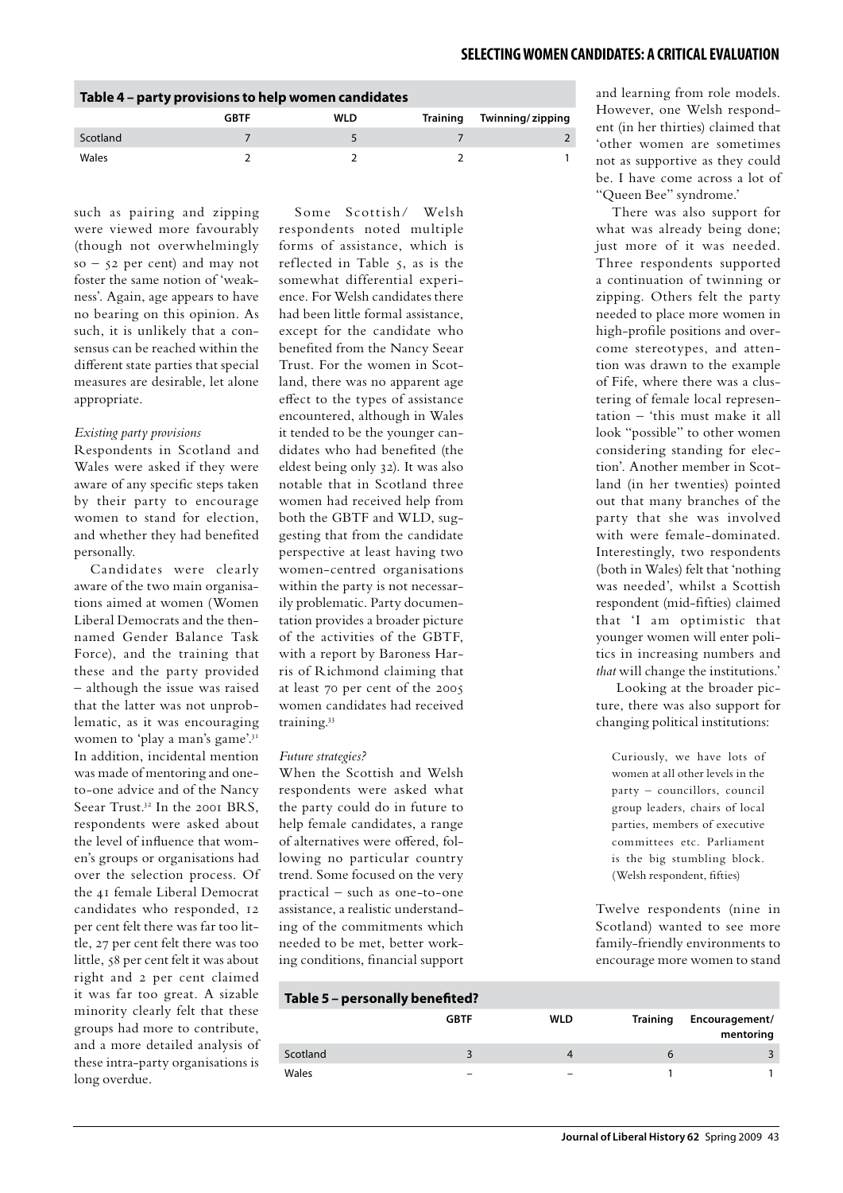**Table 4 – party provisions to help women candidates**

| | GBTF | WLD | Training | Twinning/ zipping |
|---|---|---|---|---|
| Scotland | 7 | 5 | 7 | 2 |
| Wales | 2 | 2 | 2 | 1 |

such as pairing and zipping were viewed more favourably (though not overwhelmingly so – 52 per cent) and may not foster the same notion of 'weakness'. Again, age appears to have no bearing on this opinion. As such, it is unlikely that a consensus can be reached within the different state parties that special measures are desirable, let alone appropriate.

*Existing party provisions*

Respondents in Scotland and Wales were asked if they were aware of any specific steps taken by their party to encourage women to stand for election, and whether they had benefited personally.

Candidates were clearly aware of the two main organisations aimed at women (Women Liberal Democrats and the then-named Gender Balance Task Force), and the training that these and the party provided – although the issue was raised that the latter was not unproblematic, as it was encouraging women to 'play a man's game'.[31] In addition, incidental mention was made of mentoring and one-to-one advice and of the Nancy Seear Trust.[32] In the 2001 BRS, respondents were asked about the level of influence that women's groups or organisations had over the selection process. Of the 41 female Liberal Democrat candidates who responded, 12 per cent felt there was far too little, 27 per cent felt there was too little, 58 per cent felt it was about right and 2 per cent claimed it was far too great. A sizable minority clearly felt that these groups had more to contribute, and a more detailed analysis of these intra-party organisations is long overdue.

Some Scottish/ Welsh respondents noted multiple forms of assistance, which is reflected in Table 5, as is the somewhat differential experience. For Welsh candidates there had been little formal assistance, except for the candidate who benefited from the Nancy Seear Trust. For the women in Scotland, there was no apparent age effect to the types of assistance encountered, although in Wales it tended to be the younger candidates who had benefited (the eldest being only 32). It was also notable that in Scotland three women had received help from both the GBTF and WLD, suggesting that from the candidate perspective at least having two women-centred organisations within the party is not necessarily problematic. Party documentation provides a broader picture of the activities of the GBTF, with a report by Baroness Harris of Richmond claiming that at least 70 per cent of the 2005 women candidates had received training.[33]

*Future strategies?*

When the Scottish and Welsh respondents were asked what the party could do in future to help female candidates, a range of alternatives were offered, following no particular country trend. Some focused on the very practical – such as one-to-one assistance, a realistic understanding of the commitments which needed to be met, better working conditions, financial support and learning from role models. However, one Welsh respondent (in her thirties) claimed that 'other women are sometimes not as supportive as they could be. I have come across a lot of "Queen Bee" syndrome.'

There was also support for what was already being done; just more of it was needed. Three respondents supported a continuation of twinning or zipping. Others felt the party needed to place more women in high-profile positions and overcome stereotypes, and attention was drawn to the example of Fife, where there was a clustering of female local representation – 'this must make it all look "possible" to other women considering standing for election'. Another member in Scotland (in her twenties) pointed out that many branches of the party that she was involved with were female-dominated. Interestingly, two respondents (both in Wales) felt that 'nothing was needed', whilst a Scottish respondent (mid-fifties) claimed that 'I am optimistic that younger women will enter politics in increasing numbers and *that* will change the institutions.'

Looking at the broader picture, there was also support for changing political institutions:

> Curiously, we have lots of women at all other levels in the party – councillors, council group leaders, chairs of local parties, members of executive committees etc. Parliament is the big stumbling block. (Welsh respondent, fifties)

Twelve respondents (nine in Scotland) wanted to see more family-friendly environments to encourage more women to stand

**Table 5 – personally benefited?**

| | GBTF | WLD | Training | Encouragement/ mentoring |
|---|---|---|---|---|
| Scotland | 3 | 4 | 6 | 3 |
| Wales | – | – | 1 | 1 |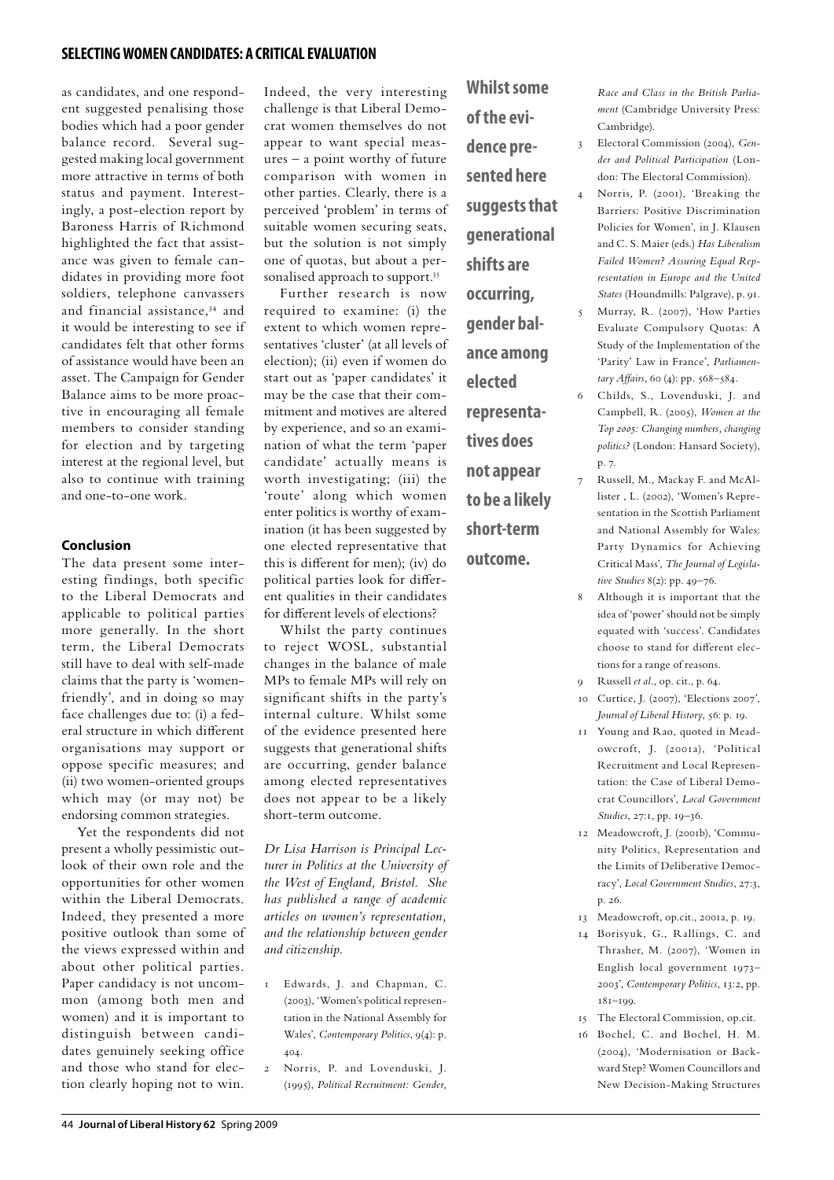as candidates, and one respondent suggested penalising those bodies which had a poor gender balance record. Several suggested making local government more attractive in terms of both status and payment. Interestingly, a post-election report by Baroness Harris of Richmond highlighted the fact that assistance was given to female candidates in providing more foot soldiers, telephone canvassers and financial assistance,[34] and it would be interesting to see if candidates felt that other forms of assistance would have been an asset. The Campaign for Gender Balance aims to be more proactive in encouraging all female members to consider standing for election and by targeting interest at the regional level, but also to continue with training and one-to-one work.

Indeed, the very interesting challenge is that Liberal Democrat women themselves do not appear to want special measures – a point worthy of future comparison with women in other parties. Clearly, there is a perceived 'problem' in terms of suitable women securing seats, but the solution is not simply one of quotas, but about a personalised approach to support.[35]

Further research is now required to examine: (i) the extent to which women representatives 'cluster' (at all levels of election); (ii) even if women do start out as 'paper candidates' it may be the case that their commitment and motives are altered by experience, and so an examination of what the term 'paper candidate' actually means is worth investigating; (iii) the 'route' along which women enter politics is worthy of examination (it has been suggested by one elected representative that this is different for men); (iv) do political parties look for different qualities in their candidates for different levels of elections?

Whilst the party continues to reject WOSL, substantial changes in the balance of male MPs to female MPs will rely on significant shifts in the party's internal culture. Whilst some of the evidence presented here suggests that generational shifts are occurring, gender balance among elected representatives does not appear to be a likely short-term outcome.

## Conclusion

The data present some interesting findings, both specific to the Liberal Democrats and applicable to political parties more generally. In the short term, the Liberal Democrats still have to deal with self-made claims that the party is 'women-friendly', and in doing so may face challenges due to: (i) a federal structure in which different organisations may support or oppose specific measures; and (ii) two women-oriented groups which may (or may not) be endorsing common strategies.

Yet the respondents did not present a wholly pessimistic outlook of their own role and the opportunities for other women within the Liberal Democrats. Indeed, they presented a more positive outlook than some of the views expressed within and about other political parties. Paper candidacy is not uncommon (among both men and women) and it is important to distinguish between candidates genuinely seeking office and those who stand for election clearly hoping not to win.

**Whilst some of the evidence presented here suggests that generational shifts are occurring, gender balance among elected representatives does not appear to be a likely short-term outcome.**

*Dr Lisa Harrison is Principal Lecturer in Politics at the University of the West of England, Bristol. She has published a range of academic articles on women's representation, and the relationship between gender and citizenship.*

1. Edwards, J. and Chapman, C. (2003), 'Women's political representation in the National Assembly for Wales', *Contemporary Politics*, 9(4): p. 404.
2. Norris, P. and Lovenduski, J. (1995), *Political Recruitment: Gender, Race and Class in the British Parliament* (Cambridge University Press: Cambridge).
3. Electoral Commission (2004), *Gender and Political Participation* (London: The Electoral Commission).
4. Norris, P. (2001), 'Breaking the Barriers: Positive Discrimination Policies for Women', in J. Klausen and C. S. Maier (eds.) *Has Liberalism Failed Women? Assuring Equal Representation in Europe and the United States* (Houndmills: Palgrave), p. 91.
5. Murray, R. (2007), 'How Parties Evaluate Compulsory Quotas: A Study of the Implementation of the 'Parity' Law in France', *Parliamentary Affairs*, 60 (4): pp. 568–584.
6. Childs, S., Lovenduski, J. and Campbell, R. (2005), *Women at the Top 2005: Changing numbers, changing politics?* (London: Hansard Society), p. 7.
7. Russell, M., Mackay F. and McAllister , L. (2002), 'Women's Representation in the Scottish Parliament and National Assembly for Wales: Party Dynamics for Achieving Critical Mass', *The Journal of Legislative Studies* 8(2): pp. 49–76.
8. Although it is important that the idea of 'power' should not be simply equated with 'success'. Candidates choose to stand for different elections for a range of reasons.
9. Russell *et al.*, op. cit., p. 64.
10. Curtice, J. (2007), 'Elections 2007', *Journal of Liberal History*, 56: p. 19.
11. Young and Rao, quoted in Meadowcroft, J. (2001a), 'Political Recruitment and Local Representation: the Case of Liberal Democrat Councillors', *Local Government Studies*, 27:1, pp. 19–36.
12. Meadowcroft, J. (2001b), 'Community Politics, Representation and the Limits of Deliberative Democracy', *Local Government Studies*, 27:3, p. 26.
13. Meadowcroft, op.cit., 2001a, p. 19.
14. Borisyuk, G., Rallings, C. and Thrasher, M. (2007), 'Women in English local government 1973–2003', *Contemporary Politics*, 13:2, pp. 181–199.
15. The Electoral Commission, op.cit.
16. Bochel, C. and Bochel, H. M. (2004), 'Modernisation or Backward Step? Women Councillors and New Decision-Making Structures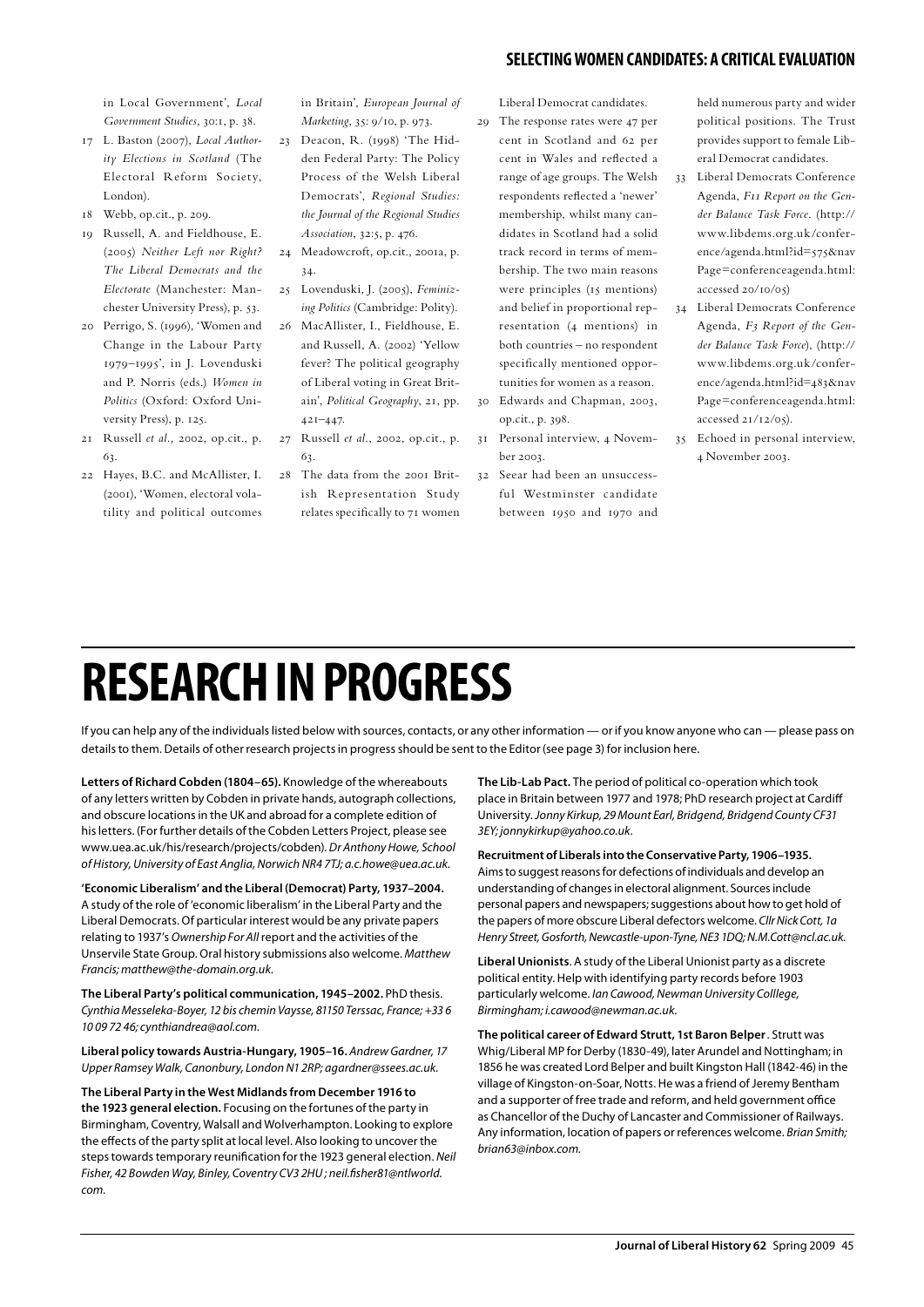in Local Government', *Local Government Studies*, 30:1, p. 38.

17 L. Baston (2007), *Local Authority Elections in Scotland* (The Electoral Reform Society, London).

18 Webb, op.cit., p. 209.

19 Russell, A. and Fieldhouse, E. (2005) *Neither Left nor Right? The Liberal Democrats and the Electorate* (Manchester: Manchester University Press), p. 53.

20 Perrigo, S. (1996), 'Women and Change in the Labour Party 1979–1995', in J. Lovenduski and P. Norris (eds.) *Women in Politics* (Oxford: Oxford University Press), p. 125.

21 Russell *et al.*, 2002, op.cit., p. 63.

22 Hayes, B.C. and McAllister, I. (2001), 'Women, electoral volatility and political outcomes in Britain', *European Journal of Marketing*, 35: 9/10, p. 973.

23 Deacon, R. (1998) 'The Hidden Federal Party: The Policy Process of the Welsh Liberal Democrats', *Regional Studies: the Journal of the Regional Studies Association*, 32:5, p. 476.

24 Meadowcroft, op.cit., 2001a, p. 34.

25 Lovenduski, J. (2005), *Feminizing Politics* (Cambridge: Polity).

26 MacAllister, I., Fieldhouse, E. and Russell, A. (2002) 'Yellow fever? The political geography of Liberal voting in Great Britain', *Political Geography*, 21, pp. 421–447.

27 Russell *et al.*, 2002, op.cit., p. 63.

28 The data from the 2001 British Representation Study relates specifically to 71 women Liberal Democrat candidates.

29 The response rates were 47 per cent in Scotland and 62 per cent in Wales and reflected a range of age groups. The Welsh respondents reflected a 'newer' membership, whilst many candidates in Scotland had a solid track record in terms of membership. The two main reasons were principles (15 mentions) and belief in proportional representation (4 mentions) in both countries – no respondent specifically mentioned opportunities for women as a reason.

30 Edwards and Chapman, 2003, op.cit., p. 398.

31 Personal interview, 4 November 2003.

32 Seear had been an unsuccessful Westminster candidate between 1950 and 1970 and held numerous party and wider political positions. The Trust provides support to female Liberal Democrat candidates.

33 Liberal Democrats Conference Agenda, *F11 Report on the Gender Balance Task Force*. (http://www.libdems.org.uk/conference/agenda.html?id=575&navPage=conferenceagenda.html: accessed 20/10/05)

34 Liberal Democrats Conference Agenda, *F3 Report of the Gender Balance Task Force*), (http://www.libdems.org.uk/conference/agenda.html?id=483&navPage=conferenceagenda.html: accessed 21/12/05).

35 Echoed in personal interview, 4 November 2003.

# RESEARCH IN PROGRESS

If you can help any of the individuals listed below with sources, contacts, or any other information — or if you know anyone who can — please pass on details to them. Details of other research projects in progress should be sent to the Editor (see page 3) for inclusion here.

**Letters of Richard Cobden (1804–65).** Knowledge of the whereabouts of any letters written by Cobden in private hands, autograph collections, and obscure locations in the UK and abroad for a complete edition of his letters. (For further details of the Cobden Letters Project, please see www.uea.ac.uk/his/research/projects/cobden). *Dr Anthony Howe, School of History, University of East Anglia, Norwich NR4 7TJ; a.c.howe@uea.ac.uk.*

**'Economic Liberalism' and the Liberal (Democrat) Party, 1937–2004.** A study of the role of 'economic liberalism' in the Liberal Party and the Liberal Democrats. Of particular interest would be any private papers relating to 1937's *Ownership For All* report and the activities of the Unservile State Group. Oral history submissions also welcome. *Matthew Francis; matthew@the-domain.org.uk.*

**The Liberal Party's political communication, 1945–2002.** PhD thesis. *Cynthia Messeleka-Boyer, 12 bis chemin Vaysse, 81150 Terssac, France; +33 6 10 09 72 46; cynthiandrea@aol.com.*

**Liberal policy towards Austria-Hungary, 1905–16.** *Andrew Gardner, 17 Upper Ramsey Walk, Canonbury, London N1 2RP; agardner@ssees.ac.uk.*

**The Liberal Party in the West Midlands from December 1916 to the 1923 general election.** Focusing on the fortunes of the party in Birmingham, Coventry, Walsall and Wolverhampton. Looking to explore the effects of the party split at local level. Also looking to uncover the steps towards temporary reunification for the 1923 general election. *Neil Fisher, 42 Bowden Way, Binley, Coventry CV3 2HU ; neil.fisher81@ntlworld.com.*

**The Lib-Lab Pact.** The period of political co-operation which took place in Britain between 1977 and 1978; PhD research project at Cardiff University. *Jonny Kirkup, 29 Mount Earl, Bridgend, Bridgend County CF31 3EY; jonnykirkup@yahoo.co.uk.*

**Recruitment of Liberals into the Conservative Party, 1906–1935.** Aims to suggest reasons for defections of individuals and develop an understanding of changes in electoral alignment. Sources include personal papers and newspapers; suggestions about how to get hold of the papers of more obscure Liberal defectors welcome. *Cllr Nick Cott, 1a Henry Street, Gosforth, Newcastle-upon-Tyne, NE3 1DQ; N.M.Cott@ncl.ac.uk.*

**Liberal Unionists**. A study of the Liberal Unionist party as a discrete political entity. Help with identifying party records before 1903 particularly welcome. *Ian Cawood, Newman University Colllege, Birmingham; i.cawood@newman.ac.uk.*

**The political career of Edward Strutt, 1st Baron Belper**. Strutt was Whig/Liberal MP for Derby (1830-49), later Arundel and Nottingham; in 1856 he was created Lord Belper and built Kingston Hall (1842-46) in the village of Kingston-on-Soar, Notts. He was a friend of Jeremy Bentham and a supporter of free trade and reform, and held government office as Chancellor of the Duchy of Lancaster and Commissioner of Railways. Any information, location of papers or references welcome. *Brian Smith; brian63@inbox.com.*